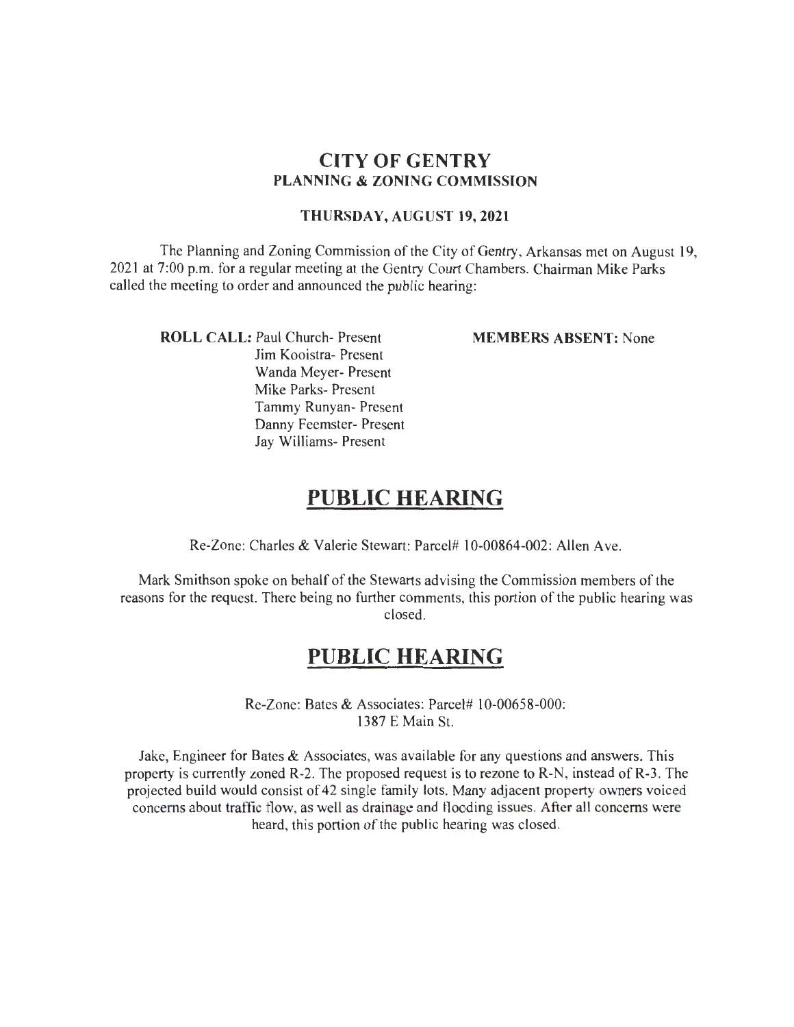# CITY OF GENTRY
## PLANNING & ZONING COMMISSION

### THURSDAY, AUGUST 19, 2021

The Planning and Zoning Commission of the City of Gentry, Arkansas met on August 19, 2021 at 7:00 p.m. for a regular meeting at the Gentry Court Chambers. Chairman Mike Parks called the meeting to order and announced the public hearing:

**ROLL CALL:** Paul Church- Present
Jim Kooistra- Present
Wanda Meyer- Present
Mike Parks- Present
Tammy Runyan- Present
Danny Feemster- Present
Jay Williams- Present

**MEMBERS ABSENT:** None

# PUBLIC HEARING

Re-Zone: Charles & Valerie Stewart: Parcel# 10-00864-002: Allen Ave.

Mark Smithson spoke on behalf of the Stewarts advising the Commission members of the reasons for the request. There being no further comments, this portion of the public hearing was closed.

# PUBLIC HEARING

Re-Zone: Bates & Associates: Parcel# 10-00658-000:
1387 E Main St.

Jake, Engineer for Bates & Associates, was available for any questions and answers. This property is currently zoned R-2. The proposed request is to rezone to R-N, instead of R-3. The projected build would consist of 42 single family lots. Many adjacent property owners voiced concerns about traffic flow, as well as drainage and flooding issues. After all concerns were heard, this portion of the public hearing was closed.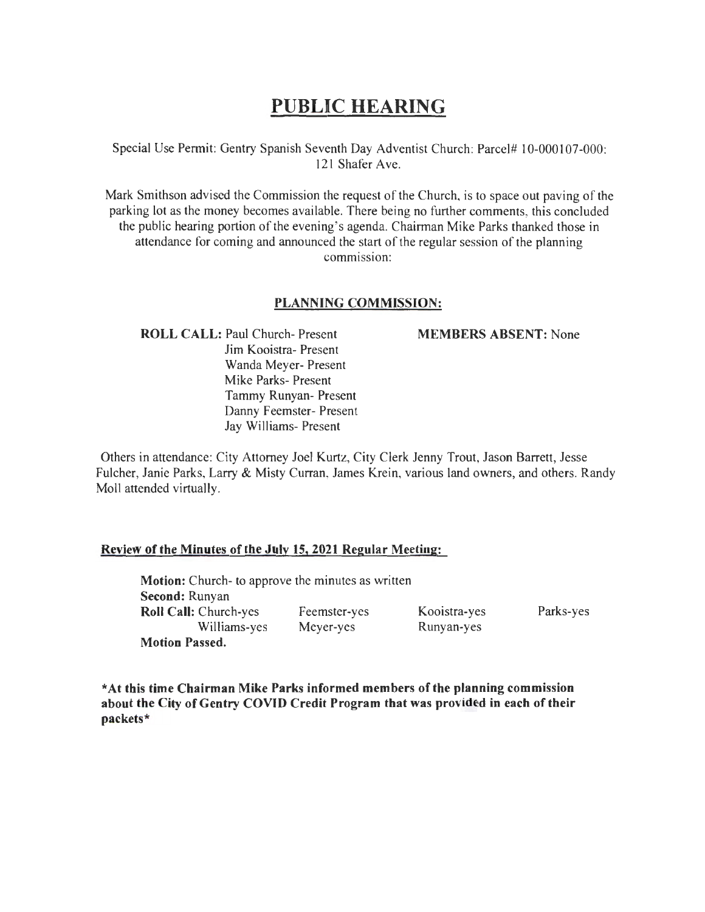# PUBLIC HEARING

Special Use Permit: Gentry Spanish Seventh Day Adventist Church: Parcel# 10-000107-000: 121 Shafer Ave.

Mark Smithson advised the Commission the request of the Church, is to space out paving of the parking lot as the money becomes available. There being no further comments, this concluded the public hearing portion of the evening's agenda. Chairman Mike Parks thanked those in attendance for coming and announced the start of the regular session of the planning commission:

## PLANNING COMMISSION:

**ROLL CALL:** Paul Church- Present
Jim Kooistra- Present
Wanda Meyer- Present
Mike Parks- Present
Tammy Runyan- Present
Danny Feemster- Present
Jay Williams- Present

**MEMBERS ABSENT:** None

Others in attendance: City Attorney Joel Kurtz, City Clerk Jenny Trout, Jason Barrett, Jesse Fulcher, Janie Parks, Larry & Misty Curran, James Krein, various land owners, and others. Randy Moll attended virtually.

**Review of the Minutes of the July 15, 2021 Regular Meeting:**

**Motion:** Church- to approve the minutes as written
**Second:** Runyan
**Roll Call:** Church-yes, Feemster-yes, Kooistra-yes, Parks-yes, Williams-yes, Meyer-yes, Runyan-yes
**Motion Passed.**

**\*At this time Chairman Mike Parks informed members of the planning commission about the City of Gentry COVID Credit Program that was provided in each of their packets\***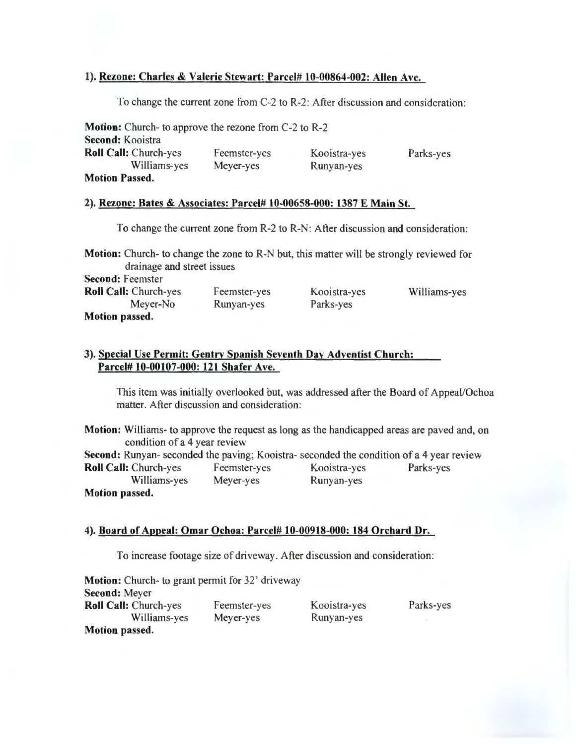### 1). <u>Rezone: Charles & Valerie Stewart: Parcel# 10-00864-002: Allen Ave.</u>

To change the current zone from C-2 to R-2: After discussion and consideration:

**Motion:** Church- to approve the rezone from C-2 to R-2
**Second:** Kooistra
**Roll Call:** Church-yes Feemster-yes Kooistra-yes Parks-yes
Williams-yes Meyer-yes Runyan-yes
**Motion Passed.**

### 2). <u>Rezone: Bates & Associates: Parcel# 10-00658-000: 1387 E Main St.</u>

To change the current zone from R-2 to R-N: After discussion and consideration:

**Motion:** Church- to change the zone to R-N but, this matter will be strongly reviewed for drainage and street issues
**Second:** Feemster
**Roll Call:** Church-yes Feemster-yes Kooistra-yes Williams-yes
Meyer-No Runyan-yes Parks-yes
**Motion passed.**

### 3). <u>Special Use Permit: Gentry Spanish Seventh Day Adventist Church: Parcel# 10-00107-000: 121 Shafer Ave.</u>

This item was initially overlooked but, was addressed after the Board of Appeal/Ochoa matter. After discussion and consideration:

**Motion:** Williams- to approve the request as long as the handicapped areas are paved and, on condition of a 4 year review
**Second:** Runyan- seconded the paving; Kooistra- seconded the condition of a 4 year review
**Roll Call:** Church-yes Feemster-yes Kooistra-yes Parks-yes
Williams-yes Meyer-yes Runyan-yes
**Motion passed.**

### 4). <u>Board of Appeal: Omar Ochoa: Parcel# 10-00918-000: 184 Orchard Dr.</u>

To increase footage size of driveway. After discussion and consideration:

**Motion:** Church- to grant permit for 32' driveway
**Second:** Meyer
**Roll Call:** Church-yes Feemster-yes Kooistra-yes Parks-yes
Williams-yes Meyer-yes Runyan-yes
**Motion passed.**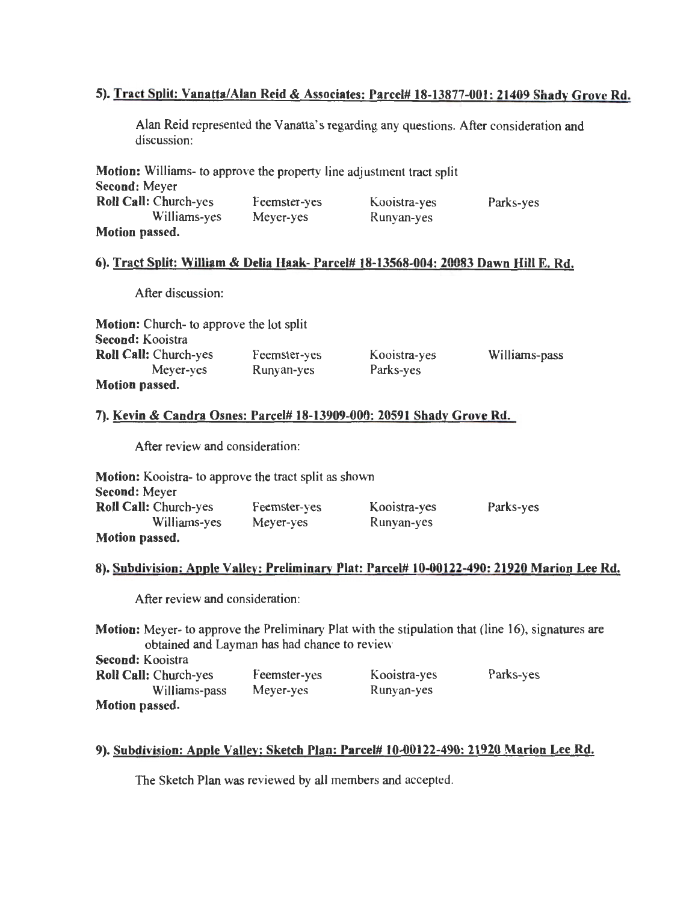5). **Tract Split: Vanatta/Alan Reid & Associates: Parcel# 18-13877-001: 21409 Shady Grove Rd.**

Alan Reid represented the Vanatta's regarding any questions. After consideration and discussion:

**Motion:** Williams- to approve the property line adjustment tract split
**Second:** Meyer
**Roll Call:** Church-yes Feemster-yes Kooistra-yes Parks-yes
Williams-yes Meyer-yes Runyan-yes
**Motion passed.**

6). **Tract Split: William & Delia Haak- Parcel# 18-13568-004: 20083 Dawn Hill E. Rd.**

After discussion:

**Motion:** Church- to approve the lot split
**Second:** Kooistra
**Roll Call:** Church-yes Feemster-yes Kooistra-yes Williams-pass
Meyer-yes Runyan-yes Parks-yes
**Motion passed.**

7). **Kevin & Candra Osnes: Parcel# 18-13909-000: 20591 Shady Grove Rd.**

After review and consideration:

**Motion:** Kooistra- to approve the tract split as shown
**Second:** Meyer
**Roll Call:** Church-yes Feemster-yes Kooistra-yes Parks-yes
Williams-yes Meyer-yes Runyan-yes
**Motion passed.**

8). **Subdivision: Apple Valley: Preliminary Plat: Parcel# 10-00122-490: 21920 Marion Lee Rd.**

After review and consideration:

**Motion:** Meyer- to approve the Preliminary Plat with the stipulation that (line 16), signatures are obtained and Layman has had chance to review
**Second:** Kooistra
**Roll Call:** Church-yes Feemster-yes Kooistra-yes Parks-yes
Williams-pass Meyer-yes Runyan-yes
**Motion passed.**

9). **Subdivision: Apple Valley: Sketch Plan: Parcel# 10-00122-490: 21920 Marion Lee Rd.**

The Sketch Plan was reviewed by all members and accepted.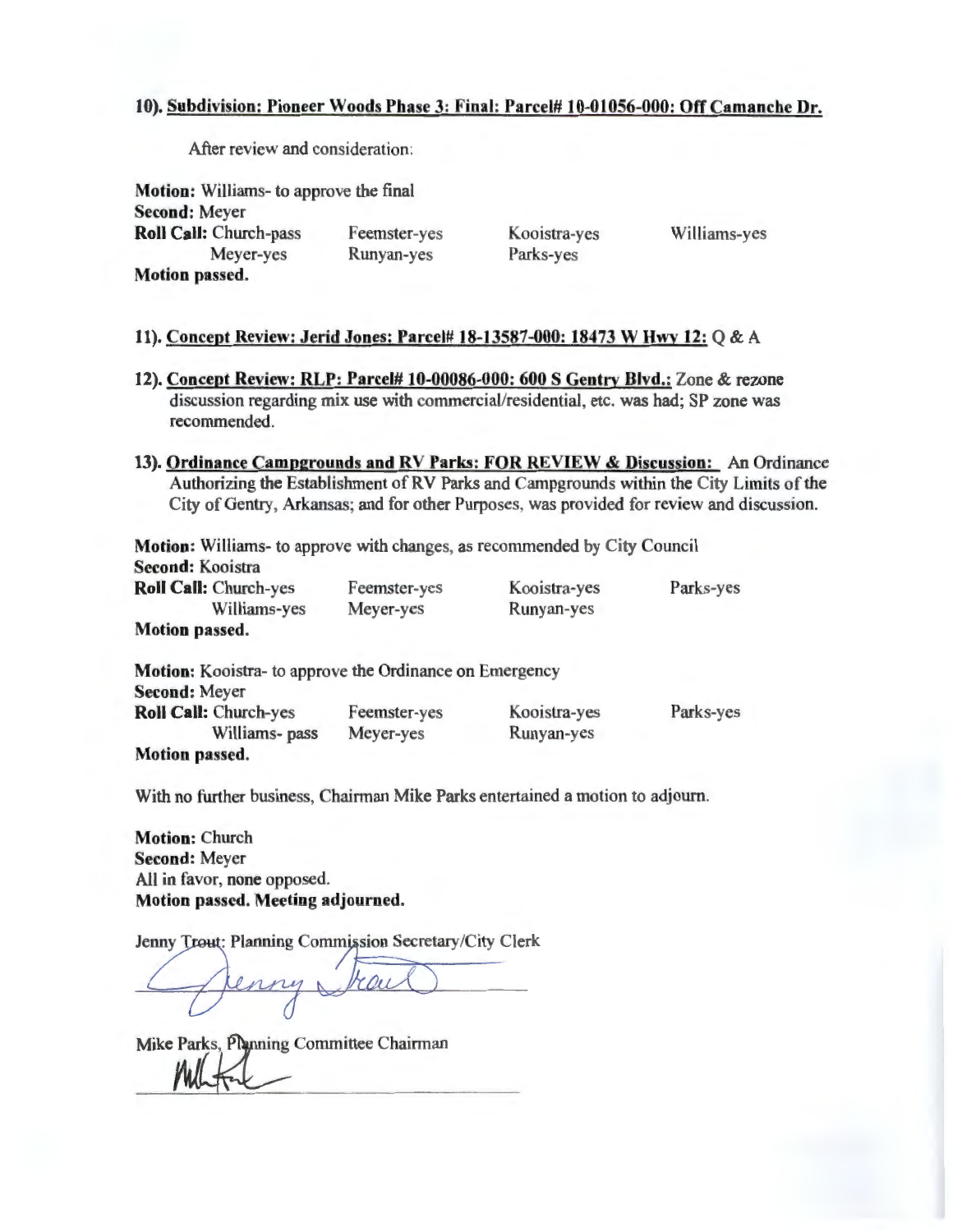**10). <u>Subdivision: Pioneer Woods Phase 3: Final: Parcel# 10-01056-000: Off Camanche Dr.</u>**

After review and consideration:

**Motion:** Williams- to approve the final
**Second:** Meyer
**Roll Call:** Church-pass Feemster-yes Kooistra-yes Williams-yes
Meyer-yes Runyan-yes Parks-yes
**Motion passed.**

**11). <u>Concept Review: Jerid Jones: Parcel# 18-13587-000: 18473 W Hwy 12:</u>** Q & A

**12). <u>Concept Review: RLP: Parcel# 10-00086-000: 600 S Gentry Blvd.:</u>** Zone & rezone discussion regarding mix use with commercial/residential, etc. was had; SP zone was recommended.

**13). <u>Ordinance Campgrounds and RV Parks: FOR REVIEW & Discussion:</u>** An Ordinance Authorizing the Establishment of RV Parks and Campgrounds within the City Limits of the City of Gentry, Arkansas; and for other Purposes, was provided for review and discussion.

**Motion:** Williams- to approve with changes, as recommended by City Council
**Second:** Kooistra
**Roll Call:** Church-yes Feemster-yes Kooistra-yes Parks-yes
Williams-yes Meyer-yes Runyan-yes
**Motion passed.**

**Motion:** Kooistra- to approve the Ordinance on Emergency
**Second:** Meyer
**Roll Call:** Church-yes Feemster-yes Kooistra-yes Parks-yes
Williams- pass Meyer-yes Runyan-yes
**Motion passed.**

With no further business, Chairman Mike Parks entertained a motion to adjourn.

**Motion:** Church
**Second:** Meyer
All in favor, none opposed.
**Motion passed. Meeting adjourned.**

Jenny Trout: Planning Commission Secretary/City Clerk

Mike Parks, Planning Committee Chairman